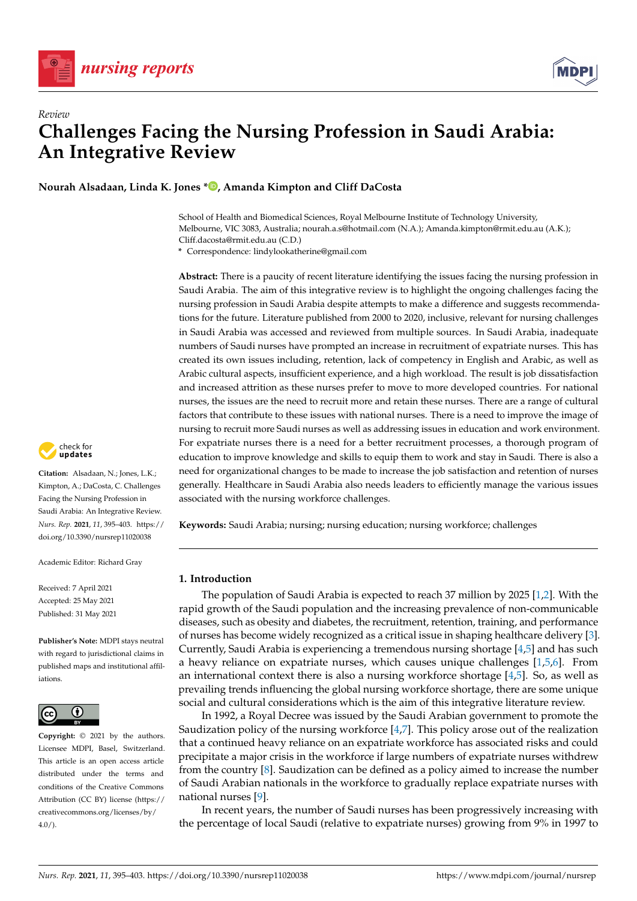*Review*

# Challenges Facing the Nursing Profession in Saudi Arabia: An Integrative Review

**Nourah Alsadaan, Linda K. Jones \*, Amanda Kimpton and Cliff DaCosta**

School of Health and Biomedical Sciences, Royal Melbourne Institute of Technology University, Melbourne, VIC 3083, Australia; nourah.a.s@hotmail.com (N.A.); Amanda.kimpton@rmit.edu.au (A.K.); Cliff.dacosta@rmit.edu.au (C.D.)
\* Correspondence: lindylookatherine@gmail.com

**Abstract:** There is a paucity of recent literature identifying the issues facing the nursing profession in Saudi Arabia. The aim of this integrative review is to highlight the ongoing challenges facing the nursing profession in Saudi Arabia despite attempts to make a difference and suggests recommendations for the future. Literature published from 2000 to 2020, inclusive, relevant for nursing challenges in Saudi Arabia was accessed and reviewed from multiple sources. In Saudi Arabia, inadequate numbers of Saudi nurses have prompted an increase in recruitment of expatriate nurses. This has created its own issues including, retention, lack of competency in English and Arabic, as well as Arabic cultural aspects, insufficient experience, and a high workload. The result is job dissatisfaction and increased attrition as these nurses prefer to move to more developed countries. For national nurses, the issues are the need to recruit more and retain these nurses. There are a range of cultural factors that contribute to these issues with national nurses. There is a need to improve the image of nursing to recruit more Saudi nurses as well as addressing issues in education and work environment. For expatriate nurses there is a need for a better recruitment processes, a thorough program of education to improve knowledge and skills to equip them to work and stay in Saudi. There is also a need for organizational changes to be made to increase the job satisfaction and retention of nurses generally. Healthcare in Saudi Arabia also needs leaders to efficiently manage the various issues associated with the nursing workforce challenges.

**Keywords:** Saudi Arabia; nursing; nursing education; nursing workforce; challenges

**Citation:** Alsadaan, N.; Jones, L.K.; Kimpton, A.; DaCosta, C. Challenges Facing the Nursing Profession in Saudi Arabia: An Integrative Review. *Nurs. Rep.* **2021**, *11*, 395–403. https://doi.org/10.3390/nursrep11020038

Academic Editor: Richard Gray

Received: 7 April 2021
Accepted: 25 May 2021
Published: 31 May 2021

**Publisher's Note:** MDPI stays neutral with regard to jurisdictional claims in published maps and institutional affiliations.

**Copyright:** © 2021 by the authors. Licensee MDPI, Basel, Switzerland. This article is an open access article distributed under the terms and conditions of the Creative Commons Attribution (CC BY) license (https://creativecommons.org/licenses/by/4.0/).

## 1. Introduction

The population of Saudi Arabia is expected to reach 37 million by 2025 [1,2]. With the rapid growth of the Saudi population and the increasing prevalence of non-communicable diseases, such as obesity and diabetes, the recruitment, retention, training, and performance of nurses has become widely recognized as a critical issue in shaping healthcare delivery [3]. Currently, Saudi Arabia is experiencing a tremendous nursing shortage [4,5] and has such a heavy reliance on expatriate nurses, which causes unique challenges [1,5,6]. From an international context there is also a nursing workforce shortage [4,5]. So, as well as prevailing trends influencing the global nursing workforce shortage, there are some unique social and cultural considerations which is the aim of this integrative literature review.

In 1992, a Royal Decree was issued by the Saudi Arabian government to promote the Saudization policy of the nursing workforce [4,7]. This policy arose out of the realization that a continued heavy reliance on an expatriate workforce has associated risks and could precipitate a major crisis in the workforce if large numbers of expatriate nurses withdrew from the country [8]. Saudization can be defined as a policy aimed to increase the number of Saudi Arabian nationals in the workforce to gradually replace expatriate nurses with national nurses [9].

In recent years, the number of Saudi nurses has been progressively increasing with the percentage of local Saudi (relative to expatriate nurses) growing from 9% in 1997 to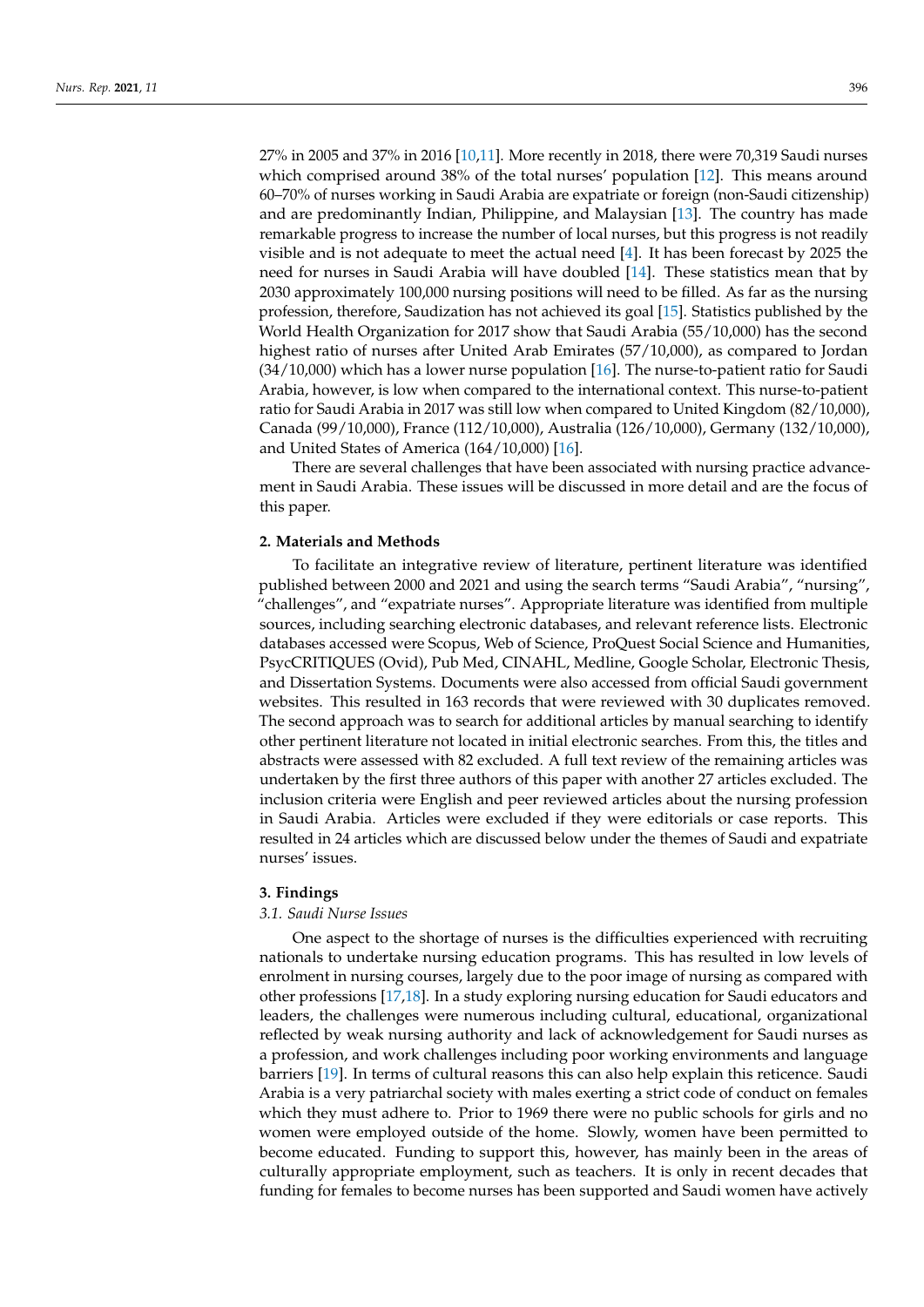27% in 2005 and 37% in 2016 [10,11]. More recently in 2018, there were 70,319 Saudi nurses which comprised around 38% of the total nurses' population [12]. This means around 60–70% of nurses working in Saudi Arabia are expatriate or foreign (non-Saudi citizenship) and are predominantly Indian, Philippine, and Malaysian [13]. The country has made remarkable progress to increase the number of local nurses, but this progress is not readily visible and is not adequate to meet the actual need [4]. It has been forecast by 2025 the need for nurses in Saudi Arabia will have doubled [14]. These statistics mean that by 2030 approximately 100,000 nursing positions will need to be filled. As far as the nursing profession, therefore, Saudization has not achieved its goal [15]. Statistics published by the World Health Organization for 2017 show that Saudi Arabia (55/10,000) has the second highest ratio of nurses after United Arab Emirates (57/10,000), as compared to Jordan (34/10,000) which has a lower nurse population [16]. The nurse-to-patient ratio for Saudi Arabia, however, is low when compared to the international context. This nurse-to-patient ratio for Saudi Arabia in 2017 was still low when compared to United Kingdom (82/10,000), Canada (99/10,000), France (112/10,000), Australia (126/10,000), Germany (132/10,000), and United States of America (164/10,000) [16].

There are several challenges that have been associated with nursing practice advancement in Saudi Arabia. These issues will be discussed in more detail and are the focus of this paper.

## 2. Materials and Methods

To facilitate an integrative review of literature, pertinent literature was identified published between 2000 and 2021 and using the search terms "Saudi Arabia", "nursing", "challenges", and "expatriate nurses". Appropriate literature was identified from multiple sources, including searching electronic databases, and relevant reference lists. Electronic databases accessed were Scopus, Web of Science, ProQuest Social Science and Humanities, PsycCRITIQUES (Ovid), Pub Med, CINAHL, Medline, Google Scholar, Electronic Thesis, and Dissertation Systems. Documents were also accessed from official Saudi government websites. This resulted in 163 records that were reviewed with 30 duplicates removed. The second approach was to search for additional articles by manual searching to identify other pertinent literature not located in initial electronic searches. From this, the titles and abstracts were assessed with 82 excluded. A full text review of the remaining articles was undertaken by the first three authors of this paper with another 27 articles excluded. The inclusion criteria were English and peer reviewed articles about the nursing profession in Saudi Arabia. Articles were excluded if they were editorials or case reports. This resulted in 24 articles which are discussed below under the themes of Saudi and expatriate nurses' issues.

## 3. Findings

### *3.1. Saudi Nurse Issues*

One aspect to the shortage of nurses is the difficulties experienced with recruiting nationals to undertake nursing education programs. This has resulted in low levels of enrolment in nursing courses, largely due to the poor image of nursing as compared with other professions [17,18]. In a study exploring nursing education for Saudi educators and leaders, the challenges were numerous including cultural, educational, organizational reflected by weak nursing authority and lack of acknowledgement for Saudi nurses as a profession, and work challenges including poor working environments and language barriers [19]. In terms of cultural reasons this can also help explain this reticence. Saudi Arabia is a very patriarchal society with males exerting a strict code of conduct on females which they must adhere to. Prior to 1969 there were no public schools for girls and no women were employed outside of the home. Slowly, women have been permitted to become educated. Funding to support this, however, has mainly been in the areas of culturally appropriate employment, such as teachers. It is only in recent decades that funding for females to become nurses has been supported and Saudi women have actively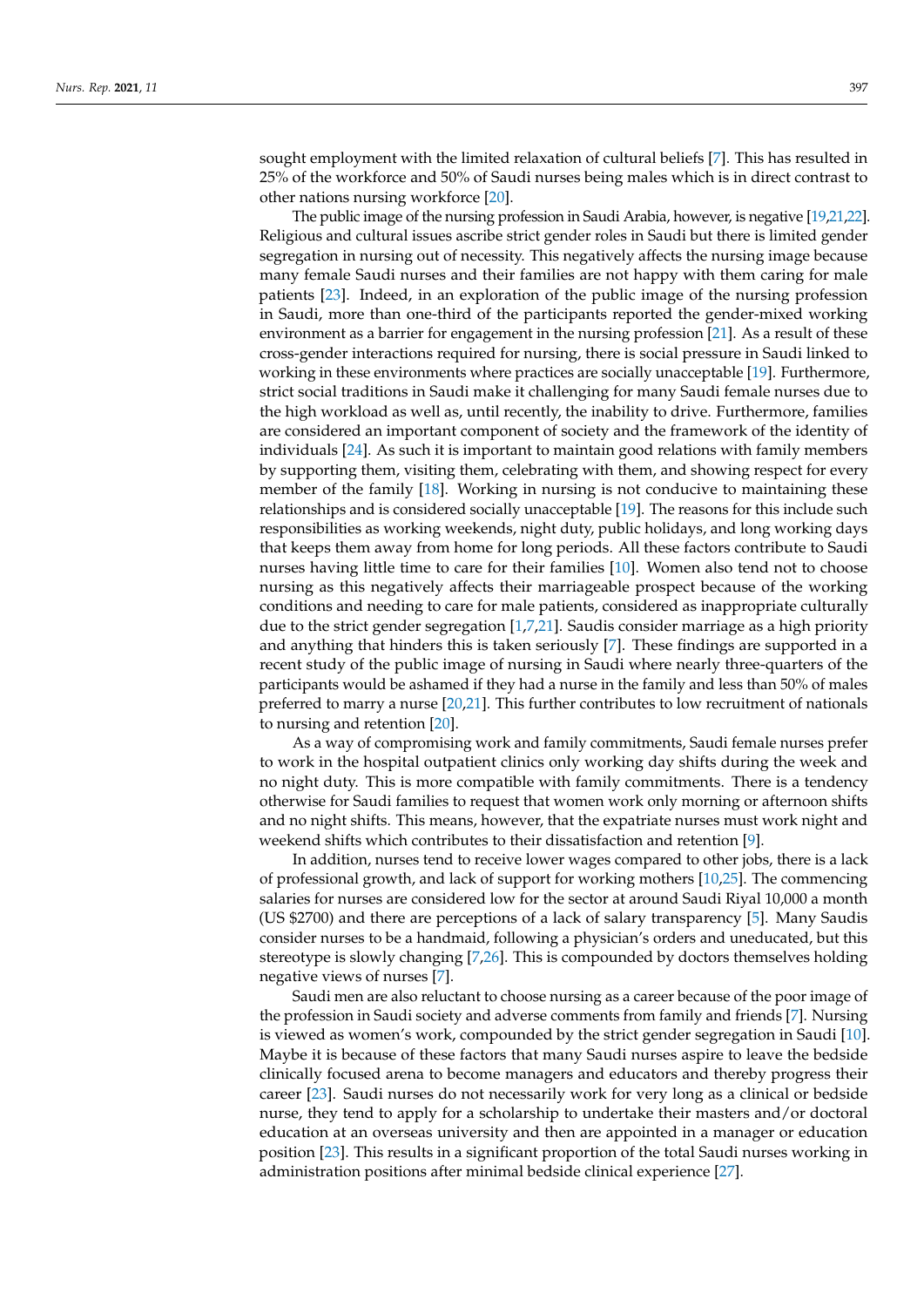sought employment with the limited relaxation of cultural beliefs [7]. This has resulted in 25% of the workforce and 50% of Saudi nurses being males which is in direct contrast to other nations nursing workforce [20].

The public image of the nursing profession in Saudi Arabia, however, is negative [19,21,22]. Religious and cultural issues ascribe strict gender roles in Saudi but there is limited gender segregation in nursing out of necessity. This negatively affects the nursing image because many female Saudi nurses and their families are not happy with them caring for male patients [23]. Indeed, in an exploration of the public image of the nursing profession in Saudi, more than one-third of the participants reported the gender-mixed working environment as a barrier for engagement in the nursing profession [21]. As a result of these cross-gender interactions required for nursing, there is social pressure in Saudi linked to working in these environments where practices are socially unacceptable [19]. Furthermore, strict social traditions in Saudi make it challenging for many Saudi female nurses due to the high workload as well as, until recently, the inability to drive. Furthermore, families are considered an important component of society and the framework of the identity of individuals [24]. As such it is important to maintain good relations with family members by supporting them, visiting them, celebrating with them, and showing respect for every member of the family [18]. Working in nursing is not conducive to maintaining these relationships and is considered socially unacceptable [19]. The reasons for this include such responsibilities as working weekends, night duty, public holidays, and long working days that keeps them away from home for long periods. All these factors contribute to Saudi nurses having little time to care for their families [10]. Women also tend not to choose nursing as this negatively affects their marriageable prospect because of the working conditions and needing to care for male patients, considered as inappropriate culturally due to the strict gender segregation [1,7,21]. Saudis consider marriage as a high priority and anything that hinders this is taken seriously [7]. These findings are supported in a recent study of the public image of nursing in Saudi where nearly three-quarters of the participants would be ashamed if they had a nurse in the family and less than 50% of males preferred to marry a nurse [20,21]. This further contributes to low recruitment of nationals to nursing and retention [20].

As a way of compromising work and family commitments, Saudi female nurses prefer to work in the hospital outpatient clinics only working day shifts during the week and no night duty. This is more compatible with family commitments. There is a tendency otherwise for Saudi families to request that women work only morning or afternoon shifts and no night shifts. This means, however, that the expatriate nurses must work night and weekend shifts which contributes to their dissatisfaction and retention [9].

In addition, nurses tend to receive lower wages compared to other jobs, there is a lack of professional growth, and lack of support for working mothers [10,25]. The commencing salaries for nurses are considered low for the sector at around Saudi Riyal 10,000 a month (US $2700) and there are perceptions of a lack of salary transparency [5]. Many Saudis consider nurses to be a handmaid, following a physician's orders and uneducated, but this stereotype is slowly changing [7,26]. This is compounded by doctors themselves holding negative views of nurses [7].

Saudi men are also reluctant to choose nursing as a career because of the poor image of the profession in Saudi society and adverse comments from family and friends [7]. Nursing is viewed as women's work, compounded by the strict gender segregation in Saudi [10]. Maybe it is because of these factors that many Saudi nurses aspire to leave the bedside clinically focused arena to become managers and educators and thereby progress their career [23]. Saudi nurses do not necessarily work for very long as a clinical or bedside nurse, they tend to apply for a scholarship to undertake their masters and/or doctoral education at an overseas university and then are appointed in a manager or education position [23]. This results in a significant proportion of the total Saudi nurses working in administration positions after minimal bedside clinical experience [27].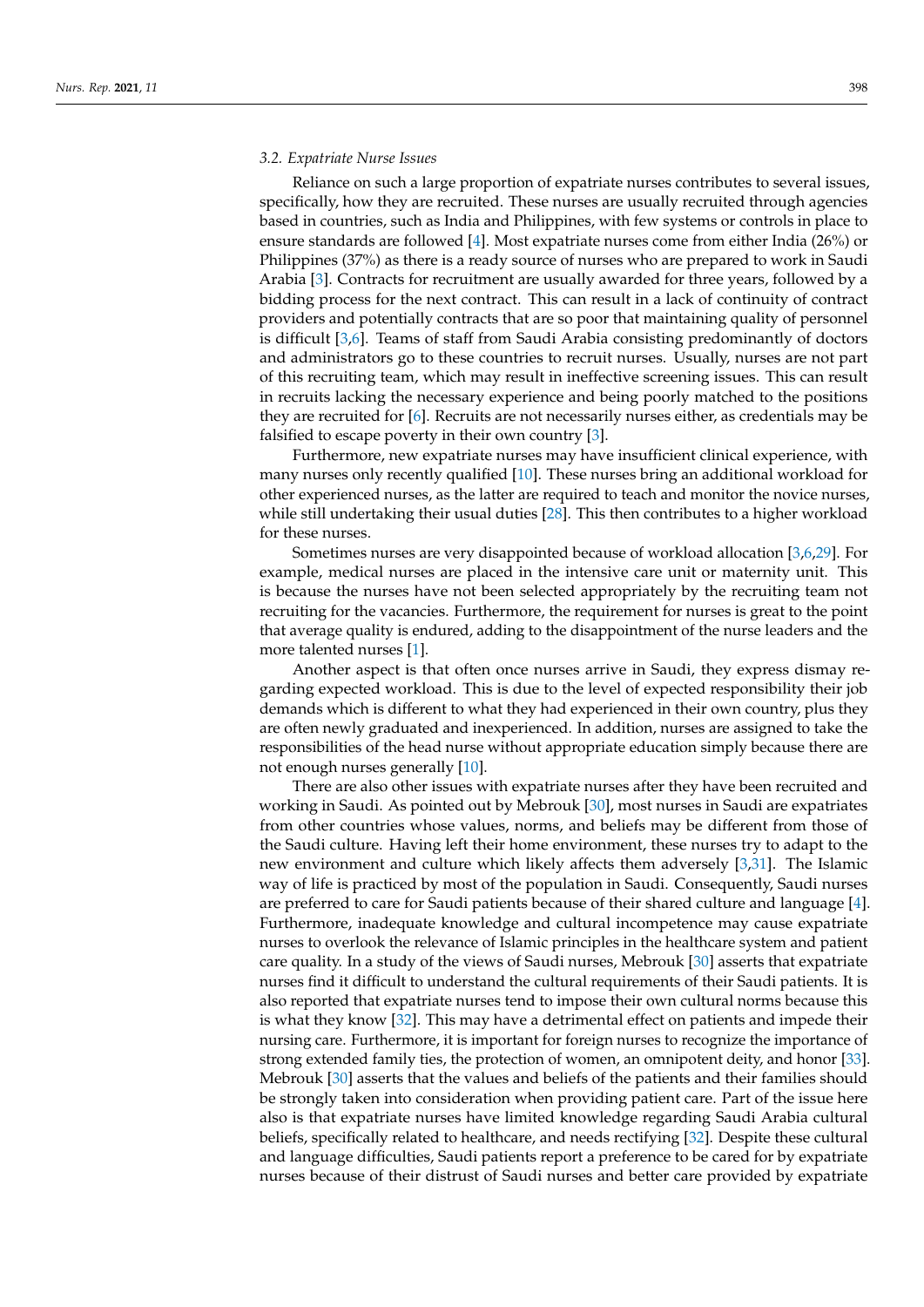### *3.2. Expatriate Nurse Issues*

Reliance on such a large proportion of expatriate nurses contributes to several issues, specifically, how they are recruited. These nurses are usually recruited through agencies based in countries, such as India and Philippines, with few systems or controls in place to ensure standards are followed [4]. Most expatriate nurses come from either India (26%) or Philippines (37%) as there is a ready source of nurses who are prepared to work in Saudi Arabia [3]. Contracts for recruitment are usually awarded for three years, followed by a bidding process for the next contract. This can result in a lack of continuity of contract providers and potentially contracts that are so poor that maintaining quality of personnel is difficult [3,6]. Teams of staff from Saudi Arabia consisting predominantly of doctors and administrators go to these countries to recruit nurses. Usually, nurses are not part of this recruiting team, which may result in ineffective screening issues. This can result in recruits lacking the necessary experience and being poorly matched to the positions they are recruited for [6]. Recruits are not necessarily nurses either, as credentials may be falsified to escape poverty in their own country [3].

Furthermore, new expatriate nurses may have insufficient clinical experience, with many nurses only recently qualified [10]. These nurses bring an additional workload for other experienced nurses, as the latter are required to teach and monitor the novice nurses, while still undertaking their usual duties [28]. This then contributes to a higher workload for these nurses.

Sometimes nurses are very disappointed because of workload allocation [3,6,29]. For example, medical nurses are placed in the intensive care unit or maternity unit. This is because the nurses have not been selected appropriately by the recruiting team not recruiting for the vacancies. Furthermore, the requirement for nurses is great to the point that average quality is endured, adding to the disappointment of the nurse leaders and the more talented nurses [1].

Another aspect is that often once nurses arrive in Saudi, they express dismay regarding expected workload. This is due to the level of expected responsibility their job demands which is different to what they had experienced in their own country, plus they are often newly graduated and inexperienced. In addition, nurses are assigned to take the responsibilities of the head nurse without appropriate education simply because there are not enough nurses generally [10].

There are also other issues with expatriate nurses after they have been recruited and working in Saudi. As pointed out by Mebrouk [30], most nurses in Saudi are expatriates from other countries whose values, norms, and beliefs may be different from those of the Saudi culture. Having left their home environment, these nurses try to adapt to the new environment and culture which likely affects them adversely [3,31]. The Islamic way of life is practiced by most of the population in Saudi. Consequently, Saudi nurses are preferred to care for Saudi patients because of their shared culture and language [4]. Furthermore, inadequate knowledge and cultural incompetence may cause expatriate nurses to overlook the relevance of Islamic principles in the healthcare system and patient care quality. In a study of the views of Saudi nurses, Mebrouk [30] asserts that expatriate nurses find it difficult to understand the cultural requirements of their Saudi patients. It is also reported that expatriate nurses tend to impose their own cultural norms because this is what they know [32]. This may have a detrimental effect on patients and impede their nursing care. Furthermore, it is important for foreign nurses to recognize the importance of strong extended family ties, the protection of women, an omnipotent deity, and honor [33]. Mebrouk [30] asserts that the values and beliefs of the patients and their families should be strongly taken into consideration when providing patient care. Part of the issue here also is that expatriate nurses have limited knowledge regarding Saudi Arabia cultural beliefs, specifically related to healthcare, and needs rectifying [32]. Despite these cultural and language difficulties, Saudi patients report a preference to be cared for by expatriate nurses because of their distrust of Saudi nurses and better care provided by expatriate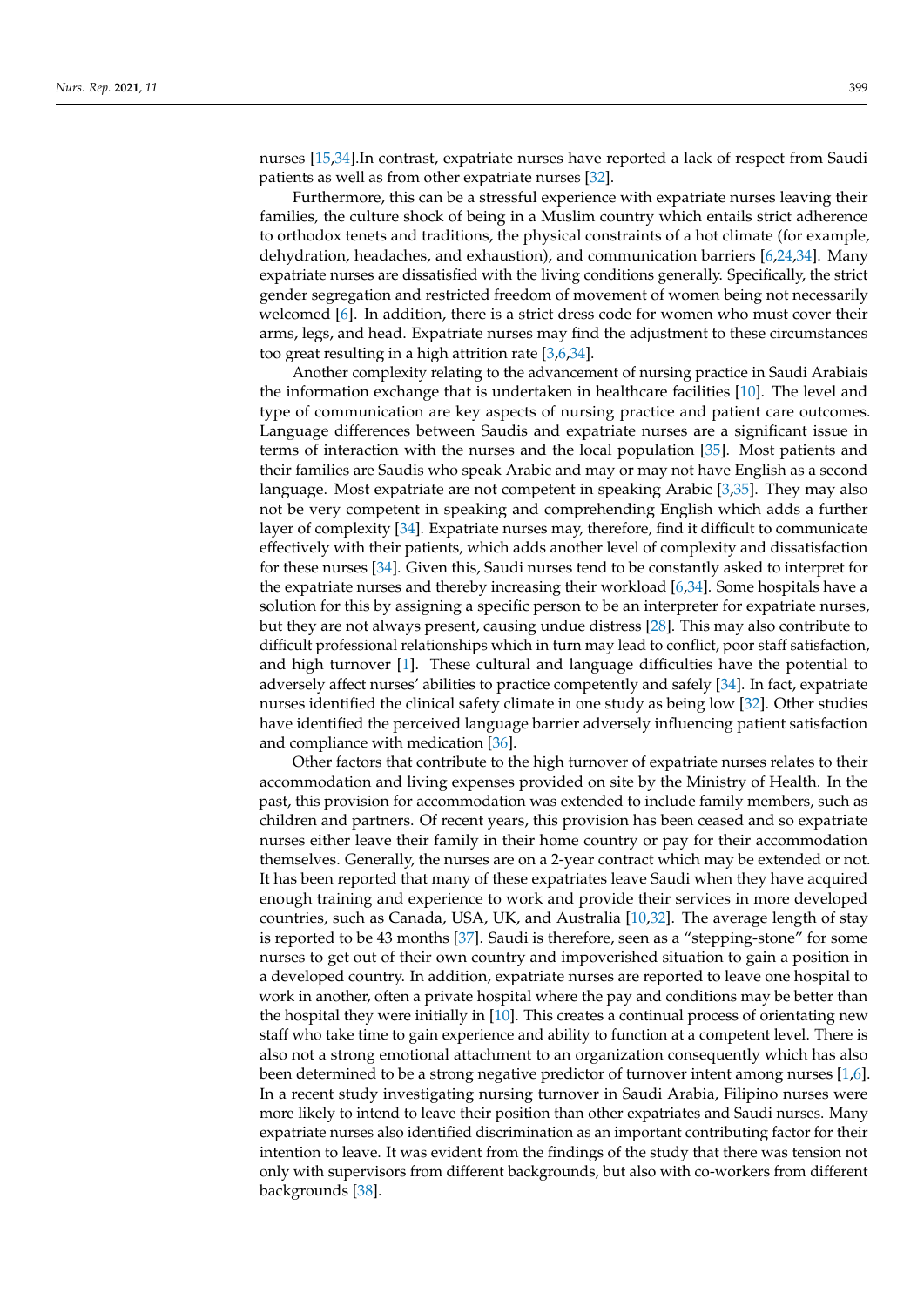nurses [15,34].In contrast, expatriate nurses have reported a lack of respect from Saudi patients as well as from other expatriate nurses [32].

Furthermore, this can be a stressful experience with expatriate nurses leaving their families, the culture shock of being in a Muslim country which entails strict adherence to orthodox tenets and traditions, the physical constraints of a hot climate (for example, dehydration, headaches, and exhaustion), and communication barriers [6,24,34]. Many expatriate nurses are dissatisfied with the living conditions generally. Specifically, the strict gender segregation and restricted freedom of movement of women being not necessarily welcomed [6]. In addition, there is a strict dress code for women who must cover their arms, legs, and head. Expatriate nurses may find the adjustment to these circumstances too great resulting in a high attrition rate [3,6,34].

Another complexity relating to the advancement of nursing practice in Saudi Arabiais the information exchange that is undertaken in healthcare facilities [10]. The level and type of communication are key aspects of nursing practice and patient care outcomes. Language differences between Saudis and expatriate nurses are a significant issue in terms of interaction with the nurses and the local population [35]. Most patients and their families are Saudis who speak Arabic and may or may not have English as a second language. Most expatriate are not competent in speaking Arabic [3,35]. They may also not be very competent in speaking and comprehending English which adds a further layer of complexity [34]. Expatriate nurses may, therefore, find it difficult to communicate effectively with their patients, which adds another level of complexity and dissatisfaction for these nurses [34]. Given this, Saudi nurses tend to be constantly asked to interpret for the expatriate nurses and thereby increasing their workload [6,34]. Some hospitals have a solution for this by assigning a specific person to be an interpreter for expatriate nurses, but they are not always present, causing undue distress [28]. This may also contribute to difficult professional relationships which in turn may lead to conflict, poor staff satisfaction, and high turnover [1]. These cultural and language difficulties have the potential to adversely affect nurses' abilities to practice competently and safely [34]. In fact, expatriate nurses identified the clinical safety climate in one study as being low [32]. Other studies have identified the perceived language barrier adversely influencing patient satisfaction and compliance with medication [36].

Other factors that contribute to the high turnover of expatriate nurses relates to their accommodation and living expenses provided on site by the Ministry of Health. In the past, this provision for accommodation was extended to include family members, such as children and partners. Of recent years, this provision has been ceased and so expatriate nurses either leave their family in their home country or pay for their accommodation themselves. Generally, the nurses are on a 2-year contract which may be extended or not. It has been reported that many of these expatriates leave Saudi when they have acquired enough training and experience to work and provide their services in more developed countries, such as Canada, USA, UK, and Australia [10,32]. The average length of stay is reported to be 43 months [37]. Saudi is therefore, seen as a "stepping-stone" for some nurses to get out of their own country and impoverished situation to gain a position in a developed country. In addition, expatriate nurses are reported to leave one hospital to work in another, often a private hospital where the pay and conditions may be better than the hospital they were initially in [10]. This creates a continual process of orientating new staff who take time to gain experience and ability to function at a competent level. There is also not a strong emotional attachment to an organization consequently which has also been determined to be a strong negative predictor of turnover intent among nurses [1,6]. In a recent study investigating nursing turnover in Saudi Arabia, Filipino nurses were more likely to intend to leave their position than other expatriates and Saudi nurses. Many expatriate nurses also identified discrimination as an important contributing factor for their intention to leave. It was evident from the findings of the study that there was tension not only with supervisors from different backgrounds, but also with co-workers from different backgrounds [38].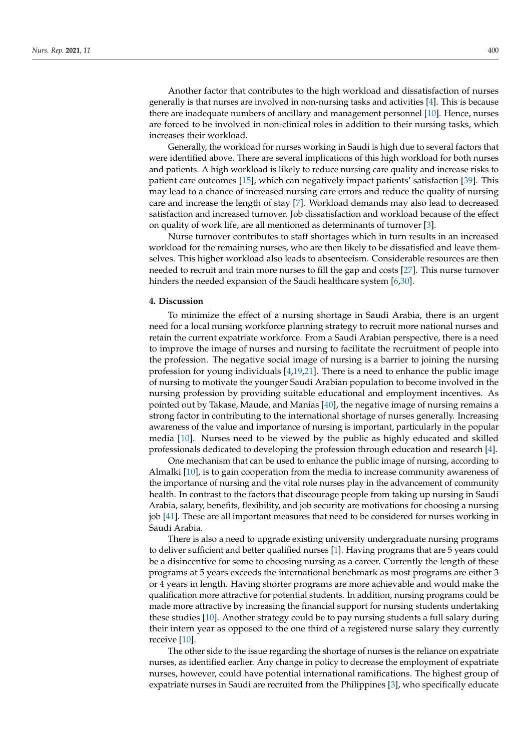Another factor that contributes to the high workload and dissatisfaction of nurses generally is that nurses are involved in non-nursing tasks and activities [4]. This is because there are inadequate numbers of ancillary and management personnel [10]. Hence, nurses are forced to be involved in non-clinical roles in addition to their nursing tasks, which increases their workload.

Generally, the workload for nurses working in Saudi is high due to several factors that were identified above. There are several implications of this high workload for both nurses and patients. A high workload is likely to reduce nursing care quality and increase risks to patient care outcomes [15], which can negatively impact patients' satisfaction [39]. This may lead to a chance of increased nursing care errors and reduce the quality of nursing care and increase the length of stay [7]. Workload demands may also lead to decreased satisfaction and increased turnover. Job dissatisfaction and workload because of the effect on quality of work life, are all mentioned as determinants of turnover [3].

Nurse turnover contributes to staff shortages which in turn results in an increased workload for the remaining nurses, who are then likely to be dissatisfied and leave themselves. This higher workload also leads to absenteeism. Considerable resources are then needed to recruit and train more nurses to fill the gap and costs [27]. This nurse turnover hinders the needed expansion of the Saudi healthcare system [6,30].

## 4. Discussion

To minimize the effect of a nursing shortage in Saudi Arabia, there is an urgent need for a local nursing workforce planning strategy to recruit more national nurses and retain the current expatriate workforce. From a Saudi Arabian perspective, there is a need to improve the image of nurses and nursing to facilitate the recruitment of people into the profession. The negative social image of nursing is a barrier to joining the nursing profession for young individuals [4,19,21]. There is a need to enhance the public image of nursing to motivate the younger Saudi Arabian population to become involved in the nursing profession by providing suitable educational and employment incentives. As pointed out by Takase, Maude, and Manias [40], the negative image of nursing remains a strong factor in contributing to the international shortage of nurses generally. Increasing awareness of the value and importance of nursing is important, particularly in the popular media [10]. Nurses need to be viewed by the public as highly educated and skilled professionals dedicated to developing the profession through education and research [4].

One mechanism that can be used to enhance the public image of nursing, according to Almalki [10], is to gain cooperation from the media to increase community awareness of the importance of nursing and the vital role nurses play in the advancement of community health. In contrast to the factors that discourage people from taking up nursing in Saudi Arabia, salary, benefits, flexibility, and job security are motivations for choosing a nursing job [41]. These are all important measures that need to be considered for nurses working in Saudi Arabia.

There is also a need to upgrade existing university undergraduate nursing programs to deliver sufficient and better qualified nurses [1]. Having programs that are 5 years could be a disincentive for some to choosing nursing as a career. Currently the length of these programs at 5 years exceeds the international benchmark as most programs are either 3 or 4 years in length. Having shorter programs are more achievable and would make the qualification more attractive for potential students. In addition, nursing programs could be made more attractive by increasing the financial support for nursing students undertaking these studies [10]. Another strategy could be to pay nursing students a full salary during their intern year as opposed to the one third of a registered nurse salary they currently receive [10].

The other side to the issue regarding the shortage of nurses is the reliance on expatriate nurses, as identified earlier. Any change in policy to decrease the employment of expatriate nurses, however, could have potential international ramifications. The highest group of expatriate nurses in Saudi are recruited from the Philippines [3], who specifically educate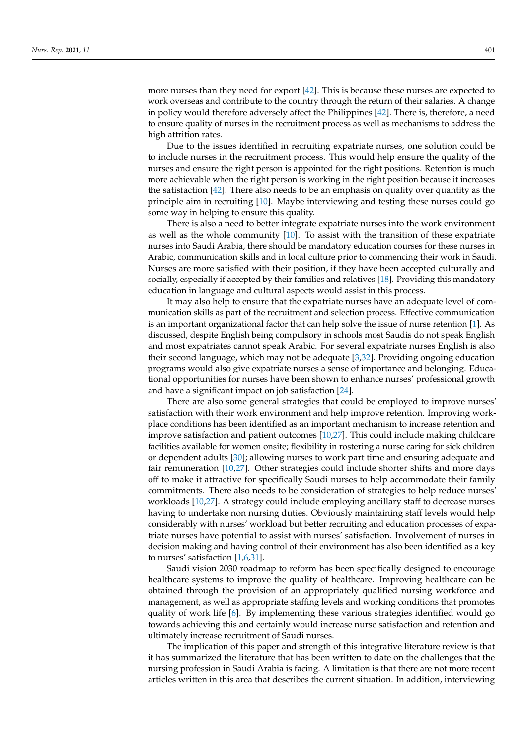more nurses than they need for export [42]. This is because these nurses are expected to work overseas and contribute to the country through the return of their salaries. A change in policy would therefore adversely affect the Philippines [42]. There is, therefore, a need to ensure quality of nurses in the recruitment process as well as mechanisms to address the high attrition rates.

Due to the issues identified in recruiting expatriate nurses, one solution could be to include nurses in the recruitment process. This would help ensure the quality of the nurses and ensure the right person is appointed for the right positions. Retention is much more achievable when the right person is working in the right position because it increases the satisfaction [42]. There also needs to be an emphasis on quality over quantity as the principle aim in recruiting [10]. Maybe interviewing and testing these nurses could go some way in helping to ensure this quality.

There is also a need to better integrate expatriate nurses into the work environment as well as the whole community [10]. To assist with the transition of these expatriate nurses into Saudi Arabia, there should be mandatory education courses for these nurses in Arabic, communication skills and in local culture prior to commencing their work in Saudi. Nurses are more satisfied with their position, if they have been accepted culturally and socially, especially if accepted by their families and relatives [18]. Providing this mandatory education in language and cultural aspects would assist in this process.

It may also help to ensure that the expatriate nurses have an adequate level of communication skills as part of the recruitment and selection process. Effective communication is an important organizational factor that can help solve the issue of nurse retention [1]. As discussed, despite English being compulsory in schools most Saudis do not speak English and most expatriates cannot speak Arabic. For several expatriate nurses English is also their second language, which may not be adequate [3,32]. Providing ongoing education programs would also give expatriate nurses a sense of importance and belonging. Educational opportunities for nurses have been shown to enhance nurses' professional growth and have a significant impact on job satisfaction [24].

There are also some general strategies that could be employed to improve nurses' satisfaction with their work environment and help improve retention. Improving workplace conditions has been identified as an important mechanism to increase retention and improve satisfaction and patient outcomes [10,27]. This could include making childcare facilities available for women onsite; flexibility in rostering a nurse caring for sick children or dependent adults [30]; allowing nurses to work part time and ensuring adequate and fair remuneration [10,27]. Other strategies could include shorter shifts and more days off to make it attractive for specifically Saudi nurses to help accommodate their family commitments. There also needs to be consideration of strategies to help reduce nurses' workloads [10,27]. A strategy could include employing ancillary staff to decrease nurses having to undertake non nursing duties. Obviously maintaining staff levels would help considerably with nurses' workload but better recruiting and education processes of expatriate nurses have potential to assist with nurses' satisfaction. Involvement of nurses in decision making and having control of their environment has also been identified as a key to nurses' satisfaction [1,6,31].

Saudi vision 2030 roadmap to reform has been specifically designed to encourage healthcare systems to improve the quality of healthcare. Improving healthcare can be obtained through the provision of an appropriately qualified nursing workforce and management, as well as appropriate staffing levels and working conditions that promotes quality of work life [6]. By implementing these various strategies identified would go towards achieving this and certainly would increase nurse satisfaction and retention and ultimately increase recruitment of Saudi nurses.

The implication of this paper and strength of this integrative literature review is that it has summarized the literature that has been written to date on the challenges that the nursing profession in Saudi Arabia is facing. A limitation is that there are not more recent articles written in this area that describes the current situation. In addition, interviewing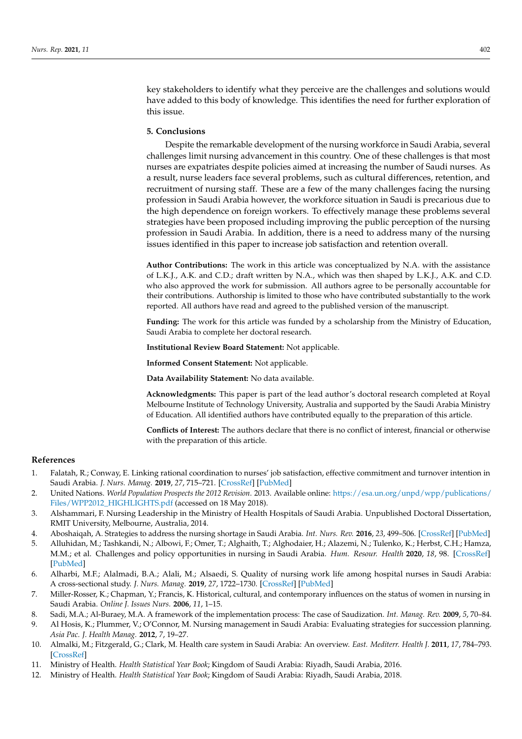key stakeholders to identify what they perceive are the challenges and solutions would have added to this body of knowledge. This identifies the need for further exploration of this issue.

## 5. Conclusions

Despite the remarkable development of the nursing workforce in Saudi Arabia, several challenges limit nursing advancement in this country. One of these challenges is that most nurses are expatriates despite policies aimed at increasing the number of Saudi nurses. As a result, nurse leaders face several problems, such as cultural differences, retention, and recruitment of nursing staff. These are a few of the many challenges facing the nursing profession in Saudi Arabia however, the workforce situation in Saudi is precarious due to the high dependence on foreign workers. To effectively manage these problems several strategies have been proposed including improving the public perception of the nursing profession in Saudi Arabia. In addition, there is a need to address many of the nursing issues identified in this paper to increase job satisfaction and retention overall.

**Author Contributions:** The work in this article was conceptualized by N.A. with the assistance of L.K.J., A.K. and C.D.; draft written by N.A., which was then shaped by L.K.J., A.K. and C.D. who also approved the work for submission. All authors agree to be personally accountable for their contributions. Authorship is limited to those who have contributed substantially to the work reported. All authors have read and agreed to the published version of the manuscript.

**Funding:** The work for this article was funded by a scholarship from the Ministry of Education, Saudi Arabia to complete her doctoral research.

**Institutional Review Board Statement:** Not applicable.

**Informed Consent Statement:** Not applicable.

**Data Availability Statement:** No data available.

**Acknowledgments:** This paper is part of the lead author's doctoral research completed at Royal Melbourne Institute of Technology University, Australia and supported by the Saudi Arabia Ministry of Education. All identified authors have contributed equally to the preparation of this article.

**Conflicts of Interest:** The authors declare that there is no conflict of interest, financial or otherwise with the preparation of this article.

## References

1. Falatah, R.; Conway, E. Linking rational coordination to nurses' job satisfaction, effective commitment and turnover intention in Saudi Arabia. *J. Nurs. Manag.* **2019**, *27*, 715–721. [CrossRef] [PubMed]
2. United Nations. *World Population Prospects the 2012 Revision*. 2013. Available online: https://esa.un.org/unpd/wpp/publications/Files/WPP2012_HIGHLIGHTS.pdf (accessed on 18 May 2018).
3. Alshammari, F. Nursing Leadership in the Ministry of Health Hospitals of Saudi Arabia. Unpublished Doctoral Dissertation, RMIT University, Melbourne, Australia, 2014.
4. Aboshaiqah, A. Strategies to address the nursing shortage in Saudi Arabia. *Int. Nurs. Rev.* **2016**, *23*, 499–506. [CrossRef] [PubMed]
5. Alluhidan, M.; Tashkandi, N.; Alblowi, F.; Omer, T.; Alghaith, T.; Alghodaier, H.; Alazemi, N.; Tulenko, K.; Herbst, C.H.; Hamza, M.M.; et al. Challenges and policy opportunities in nursing in Saudi Arabia. *Hum. Resour. Health* **2020**, *18*, 98. [CrossRef] [PubMed]
6. Alharbi, M.F.; Alalmadi, B.A.; Alali, M.; Alsaedi, S. Quality of nursing work life among hospital nurses in Saudi Arabia: A cross-sectional study. *J. Nurs. Manag.* **2019**, *27*, 1722–1730. [CrossRef] [PubMed]
7. Miller-Rosser, K.; Chapman, Y.; Francis, K. Historical, cultural, and contemporary influences on the status of women in nursing in Saudi Arabia. *Online J. Issues Nurs.* **2006**, *11*, 1–15.
8. Sadi, M.A.; Al-Buraey, M.A. A framework of the implementation process: The case of Saudization. *Int. Manag. Rev.* **2009**, *5*, 70–84.
9. Al Hosis, K.; Plummer, V.; O'Connor, M. Nursing management in Saudi Arabia: Evaluating strategies for succession planning. *Asia Pac. J. Health Manag.* **2012**, *7*, 19–27.
10. Almalki, M.; Fitzgerald, G.; Clark, M. Health care system in Saudi Arabia: An overview. *East. Mediterr. Health J.* **2011**, *17*, 784–793. [CrossRef]
11. Ministry of Health. *Health Statistical Year Book*; Kingdom of Saudi Arabia: Riyadh, Saudi Arabia, 2016.
12. Ministry of Health. *Health Statistical Year Book*; Kingdom of Saudi Arabia: Riyadh, Saudi Arabia, 2018.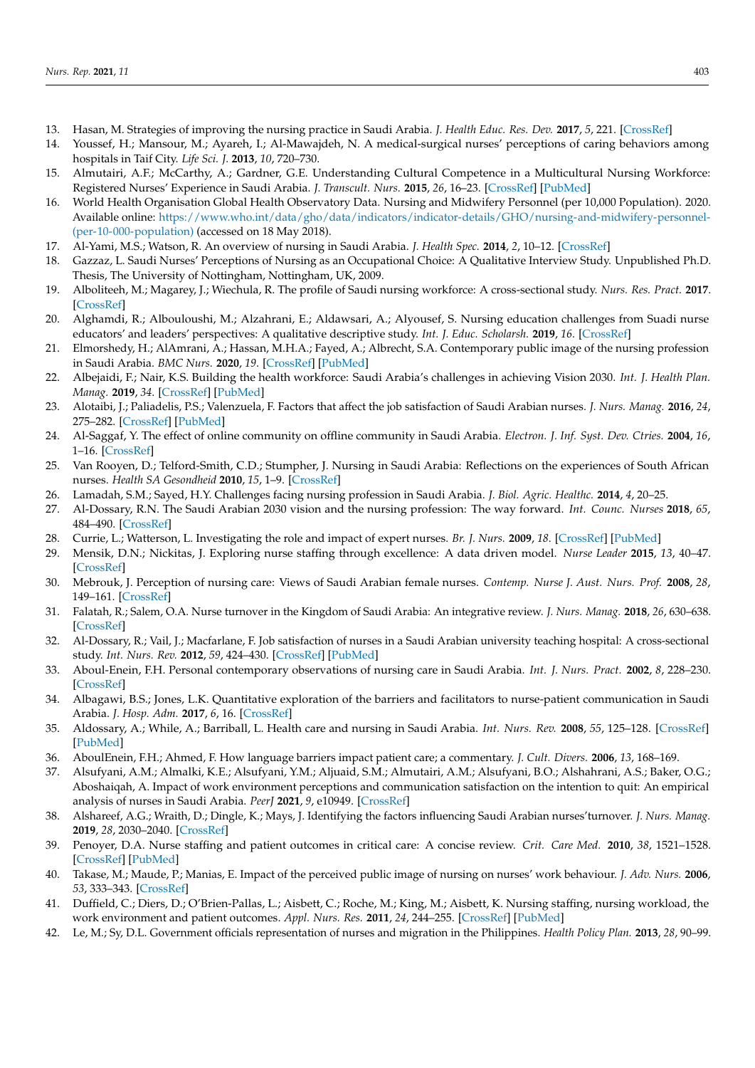13. Hasan, M. Strategies of improving the nursing practice in Saudi Arabia. *J. Health Educ. Res. Dev.* **2017**, *5*, 221. [CrossRef]
14. Youssef, H.; Mansour, M.; Ayareh, I.; Al-Mawajdeh, N. A medical-surgical nurses' perceptions of caring behaviors among hospitals in Taif City. *Life Sci. J.* **2013**, *10*, 720–730.
15. Almutairi, A.F.; McCarthy, A.; Gardner, G.E. Understanding Cultural Competence in a Multicultural Nursing Workforce: Registered Nurses' Experience in Saudi Arabia. *J. Transcult. Nurs.* **2015**, *26*, 16–23. [CrossRef] [PubMed]
16. World Health Organisation Global Health Observatory Data. Nursing and Midwifery Personnel (per 10,000 Population). 2020. Available online: https://www.who.int/data/gho/data/indicators/indicator-details/GHO/nursing-and-midwifery-personnel-(per-10-000-population) (accessed on 18 May 2018).
17. Al-Yami, M.S.; Watson, R. An overview of nursing in Saudi Arabia. *J. Health Spec.* **2014**, *2*, 10–12. [CrossRef]
18. Gazzaz, L. Saudi Nurses' Perceptions of Nursing as an Occupational Choice: A Qualitative Interview Study. Unpublished Ph.D. Thesis, The University of Nottingham, Nottingham, UK, 2009.
19. Alboliteeh, M.; Magarey, J.; Wiechula, R. The profile of Saudi nursing workforce: A cross-sectional study. *Nurs. Res. Pract.* **2017**. [CrossRef]
20. Alghamdi, R.; Albouloushi, M.; Alzahrani, E.; Aldawsari, A.; Alyousef, S. Nursing education challenges from Suadi nurse educators' and leaders' perspectives: A qualitative descriptive study. *Int. J. Educ. Scholarsh.* **2019**, *16*. [CrossRef]
21. Elmorshedy, H.; AlAmrani, A.; Hassan, M.H.A.; Fayed, A.; Albrecht, S.A. Contemporary public image of the nursing profession in Saudi Arabia. *BMC Nurs.* **2020**, *19*. [CrossRef] [PubMed]
22. Albejaidi, F.; Nair, K.S. Building the health workforce: Saudi Arabia's challenges in achieving Vision 2030. *Int. J. Health Plan. Manag.* **2019**, *34*. [CrossRef] [PubMed]
23. Alotaibi, J.; Paliadelis, P.S.; Valenzuela, F. Factors that affect the job satisfaction of Saudi Arabian nurses. *J. Nurs. Manag.* **2016**, *24*, 275–282. [CrossRef] [PubMed]
24. Al-Saggaf, Y. The effect of online community on offline community in Saudi Arabia. *Electron. J. Inf. Syst. Dev. Ctries.* **2004**, *16*, 1–16. [CrossRef]
25. Van Rooyen, D.; Telford-Smith, C.D.; Stumpher, J. Nursing in Saudi Arabia: Reflections on the experiences of South African nurses. *Health SA Gesondheid* **2010**, *15*, 1–9. [CrossRef]
26. Lamadah, S.M.; Sayed, H.Y. Challenges facing nursing profession in Saudi Arabia. *J. Biol. Agric. Healthc.* **2014**, *4*, 20–25.
27. Al-Dossary, R.N. The Saudi Arabian 2030 vision and the nursing profession: The way forward. *Int. Counc. Nurses* **2018**, *65*, 484–490. [CrossRef]
28. Currie, L.; Watterson, L. Investigating the role and impact of expert nurses. *Br. J. Nurs.* **2009**, *18*. [CrossRef] [PubMed]
29. Mensik, D.N.; Nickitas, J. Exploring nurse staffing through excellence: A data driven model. *Nurse Leader* **2015**, *13*, 40–47. [CrossRef]
30. Mebrouk, J. Perception of nursing care: Views of Saudi Arabian female nurses. *Contemp. Nurse J. Aust. Nurs. Prof.* **2008**, *28*, 149–161. [CrossRef]
31. Falatah, R.; Salem, O.A. Nurse turnover in the Kingdom of Saudi Arabia: An integrative review. *J. Nurs. Manag.* **2018**, *26*, 630–638. [CrossRef]
32. Al-Dossary, R.; Vail, J.; Macfarlane, F. Job satisfaction of nurses in a Saudi Arabian university teaching hospital: A cross-sectional study. *Int. Nurs. Rev.* **2012**, *59*, 424–430. [CrossRef] [PubMed]
33. Aboul-Enein, F.H. Personal contemporary observations of nursing care in Saudi Arabia. *Int. J. Nurs. Pract.* **2002**, *8*, 228–230. [CrossRef]
34. Albagawi, B.S.; Jones, L.K. Quantitative exploration of the barriers and facilitators to nurse-patient communication in Saudi Arabia. *J. Hosp. Adm.* **2017**, *6*, 16. [CrossRef]
35. Aldossary, A.; While, A.; Barriball, L. Health care and nursing in Saudi Arabia. *Int. Nurs. Rev.* **2008**, *55*, 125–128. [CrossRef] [PubMed]
36. AboulEnein, F.H.; Ahmed, F. How language barriers impact patient care; a commentary. *J. Cult. Divers.* **2006**, *13*, 168–169.
37. Alsufyani, A.M.; Almalki, K.E.; Alsufyani, Y.M.; Aljuaid, S.M.; Almutairi, A.M.; Alsufyani, B.O.; Alshahrani, A.S.; Baker, O.G.; Aboshaiqah, A. Impact of work environment perceptions and communication satisfaction on the intention to quit: An empirical analysis of nurses in Saudi Arabia. *PeerJ* **2021**, *9*, e10949. [CrossRef]
38. Alshareef, A.G.; Wraith, D.; Dingle, K.; Mays, J. Identifying the factors influencing Saudi Arabian nurses'turnover. *J. Nurs. Manag.* **2019**, *28*, 2030–2040. [CrossRef]
39. Penoyer, D.A. Nurse staffing and patient outcomes in critical care: A concise review. *Crit. Care Med.* **2010**, *38*, 1521–1528. [CrossRef] [PubMed]
40. Takase, M.; Maude, P.; Manias, E. Impact of the perceived public image of nursing on nurses' work behaviour. *J. Adv. Nurs.* **2006**, *53*, 333–343. [CrossRef]
41. Duffield, C.; Diers, D.; O'Brien-Pallas, L.; Aisbett, C.; Roche, M.; King, M.; Aisbett, K. Nursing staffing, nursing workload, the work environment and patient outcomes. *Appl. Nurs. Res.* **2011**, *24*, 244–255. [CrossRef] [PubMed]
42. Le, M.; Sy, D.L. Government officials representation of nurses and migration in the Philippines. *Health Policy Plan.* **2013**, *28*, 90–99.